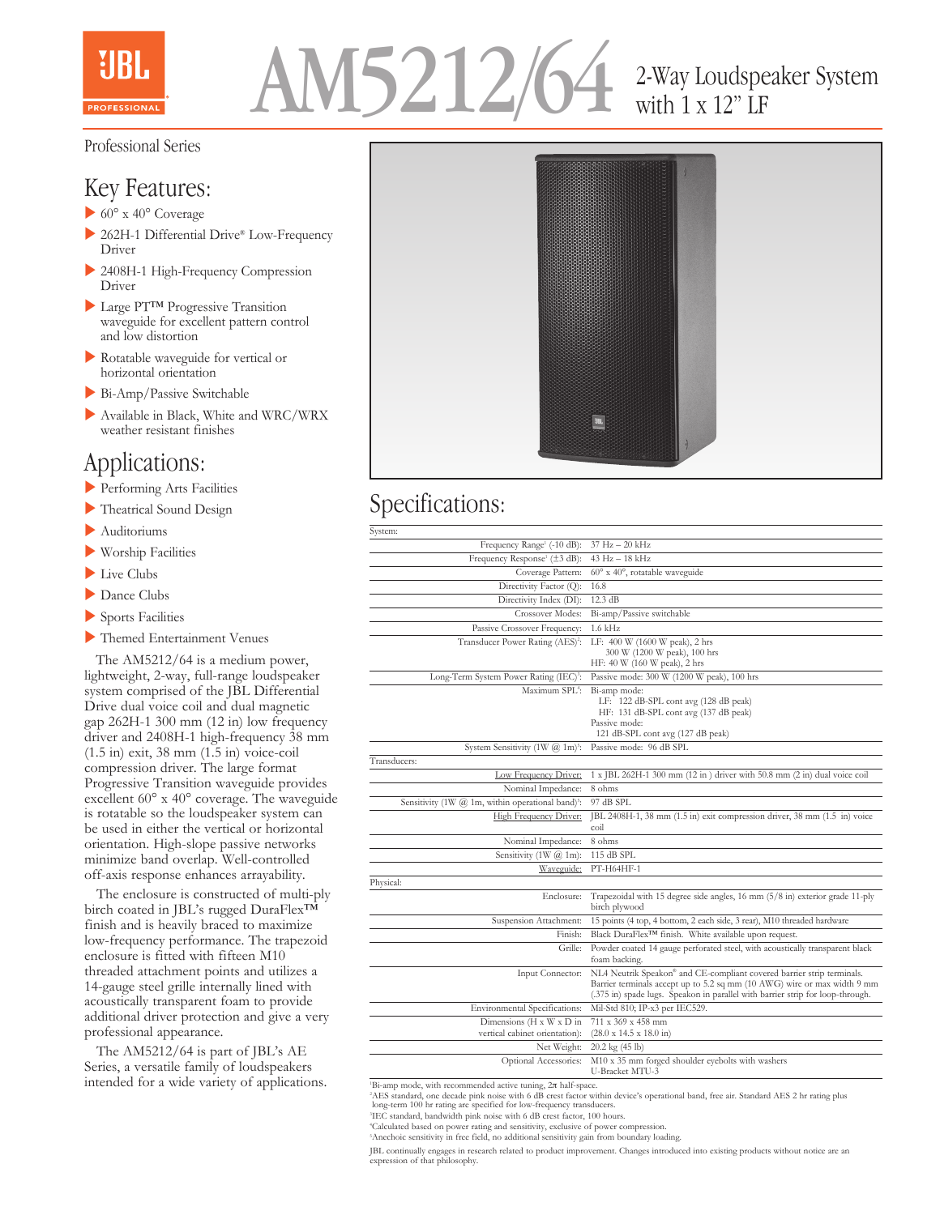# AM5212/64

## 2-Way Loudspeaker System with 1 x 12" LF

Professional Series

## Key Features:

- 60° x 40° Coverage
- 262H-1 Differential Drive® Low-Frequency Driver
- 2408H-1 High-Frequency Compression Driver
- Large PT™ Progressive Transition waveguide for excellent pattern control and low distortion
- Rotatable waveguide for vertical or horizontal orientation
- Bi-Amp/Passive Switchable
- Available in Black, White and WRC/WRX weather resistant finishes

## Applications:

- Performing Arts Facilities
- Theatrical Sound Design
- Auditoriums
- Worship Facilities
- Live Clubs
- Dance Clubs
- Sports Facilities
- Themed Entertainment Venues

The AM5212/64 is a medium power, lightweight, 2-way, full-range loudspeaker system comprised of the JBL Differential Drive dual voice coil and dual magnetic gap 262H-1 300 mm (12 in) low frequency driver and 2408H-1 high-frequency 38 mm (1.5 in) exit, 38 mm (1.5 in) voice-coil compression driver. The large format Progressive Transition waveguide provides excellent 60° x 40° coverage. The waveguide is rotatable so the loudspeaker system can be used in either the vertical or horizontal orientation. High-slope passive networks minimize band overlap. Well-controlled off-axis response enhances arrayability.

The enclosure is constructed of multi-ply birch coated in JBL's rugged DuraFlex™ finish and is heavily braced to maximize low-frequency performance. The trapezoid enclosure is fitted with fifteen M10 threaded attachment points and utilizes a 14-gauge steel grille internally lined with acoustically transparent foam to provide additional driver protection and give a very professional appearance.

The AM5212/64 is part of JBL's AE Series, a versatile family of loudspeakers intended for a wide variety of applications.

## Specifications:

| | |
|---|---|
| **System:** | |
| Frequency Range[1] (-10 dB): | 37 Hz – 20 kHz |
| Frequency Response[1] (±3 dB): | 43 Hz – 18 kHz |
| Coverage Pattern: | 60° x 40°, rotatable waveguide |
| Directivity Factor (Q): | 16.8 |
| Directivity Index (DI): | 12.3 dB |
| Crossover Modes: | Bi-amp/Passive switchable |
| Passive Crossover Frequency: | 1.6 kHz |
| Transducer Power Rating (AES)[2]: | LF: 400 W (1600 W peak), 2 hrs<br>300 W (1200 W peak), 100 hrs<br>HF: 40 W (160 W peak), 2 hrs |
| Long-Term System Power Rating (IEC)[3]: | Passive mode: 300 W (1200 W peak), 100 hrs |
| Maximum SPL[4]: | Bi-amp mode:<br>LF: 122 dB-SPL cont avg (128 dB peak)<br>HF: 131 dB-SPL cont avg (137 dB peak)<br>Passive mode:<br>121 dB-SPL cont avg (127 dB peak) |
| System Sensitivity (1W @ 1m)[5]: | Passive mode: 96 dB SPL |
| **Transducers:** | |
| Low Frequency Driver: | 1 x JBL 262H-1 300 mm (12 in ) driver with 50.8 mm (2 in) dual voice coil |
| Nominal Impedance: | 8 ohms |
| Sensitivity (1W @ 1m, within operational band)[5]: | 97 dB SPL |
| High Frequency Driver: | JBL 2408H-1, 38 mm (1.5 in) exit compression driver, 38 mm (1.5 in) voice coil |
| Nominal Impedance: | 8 ohms |
| Sensitivity (1W @ 1m): | 115 dB SPL |
| Waveguide: | PT-H64HF-1 |
| **Physical:** | |
| Enclosure: | Trapezoidal with 15 degree side angles, 16 mm (5/8 in) exterior grade 11-ply birch plywood |
| Suspension Attachment: | 15 points (4 top, 4 bottom, 2 each side, 3 rear), M10 threaded hardware |
| Finish: | Black DuraFlex™ finish. White available upon request. |
| Grille: | Powder coated 14 gauge perforated steel, with acoustically transparent black foam backing. |
| Input Connector: | NL4 Neutrik Speakon® and CE-compliant covered barrier strip terminals. Barrier terminals accept up to 5.2 sq mm (10 AWG) wire or max width 9 mm (.375 in) spade lugs. Speakon in parallel with barrier strip for loop-through. |
| Environmental Specifications: | Mil-Std 810; IP-x3 per IEC529. |
| Dimensions (H x W x D in vertical cabinet orientation): | 711 x 369 x 458 mm<br>(28.0 x 14.5 x 18.0 in) |
| Net Weight: | 20.2 kg (45 lb) |
| Optional Accessories: | M10 x 35 mm forged shoulder eyebolts with washers<br>U-Bracket MTU-3 |

[1]Bi-amp mode, with recommended active tuning, 2π half-space.
[2]AES standard, one decade pink noise with 6 dB crest factor within device's operational band, free air. Standard AES 2 hr rating plus long-term 100 hr rating are specified for low-frequency transducers.
[3]IEC standard, bandwidth pink noise with 6 dB crest factor, 100 hours.
[4]Calculated based on power rating and sensitivity, exclusive of power compression.
[5]Anechoic sensitivity in free field, no additional sensitivity gain from boundary loading.

JBL continually engages in research related to product improvement. Changes introduced into existing products without notice are an expression of that philosophy.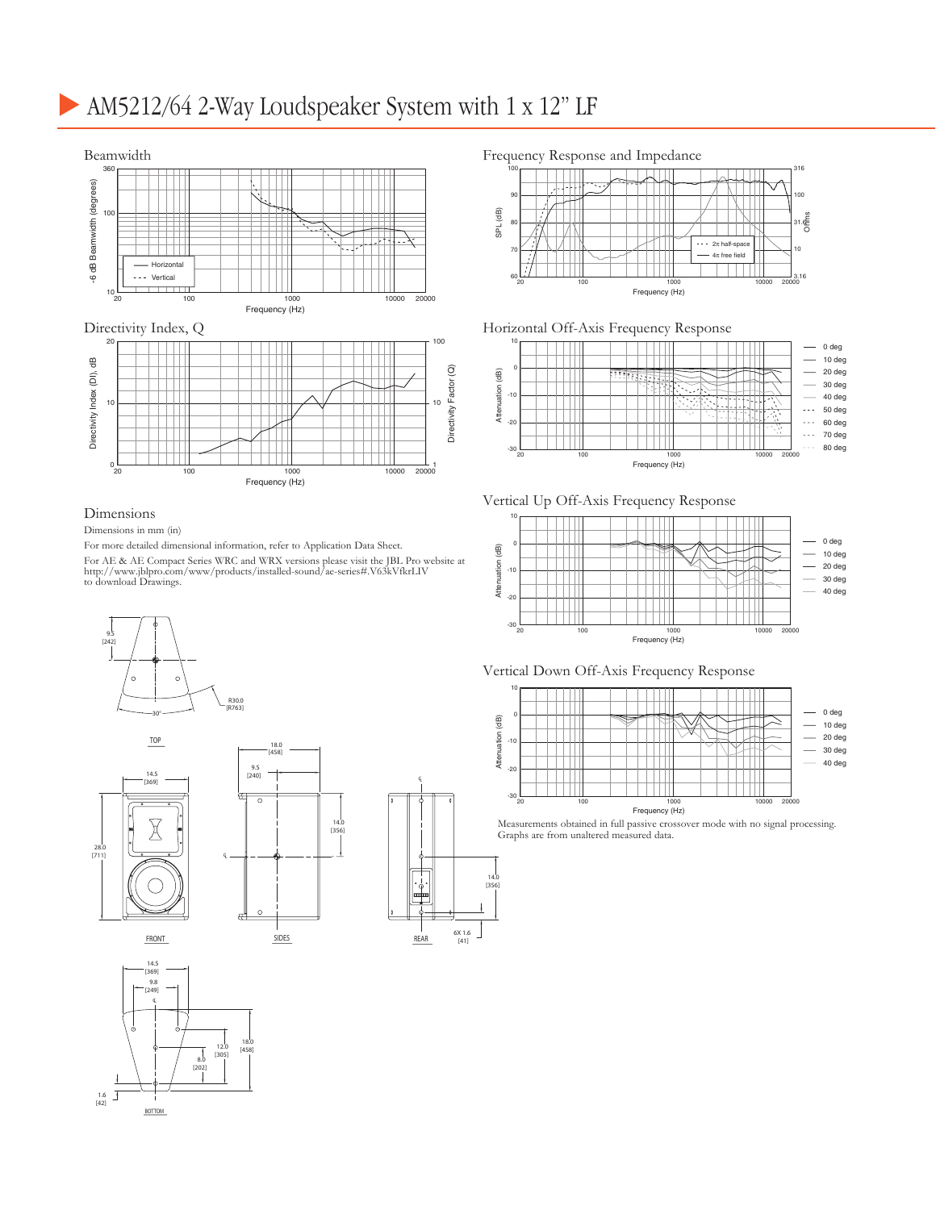# AM5212/64 2-Way Loudspeaker System with 1 x 12" LF

## Beamwidth

## Directivity Index, Q

## Dimensions

Dimensions in mm (in)

For more detailed dimensional information, refer to Application Data Sheet.

For AE & AE Compact Series WRC and WRX versions please visit the JBL Pro website at http://www.jblpro.com/www/products/installed-sound/ae-series#.V63kVfkrLIV to download Drawings.

## Frequency Response and Impedance

## Horizontal Off-Axis Frequency Response

## Vertical Up Off-Axis Frequency Response

## Vertical Down Off-Axis Frequency Response

Measurements obtained in full passive crossover mode with no signal processing. Graphs are from unaltered measured data.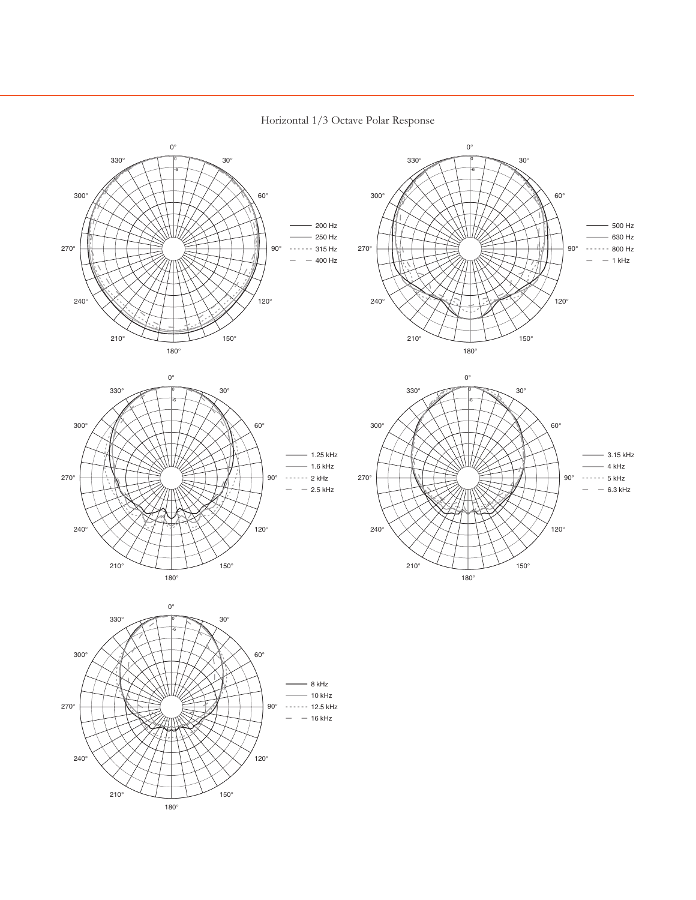Horizontal 1/3 Octave Polar Response

- 200 Hz
- 250 Hz
- 315 Hz
- 400 Hz

- 500 Hz
- 630 Hz
- 800 Hz
- 1 kHz

- 1.25 kHz
- 1.6 kHz
- 2 kHz
- 2.5 kHz

- 3.15 kHz
- 4 kHz
- 5 kHz
- 6.3 kHz

- 8 kHz
- 10 kHz
- 12.5 kHz
- 16 kHz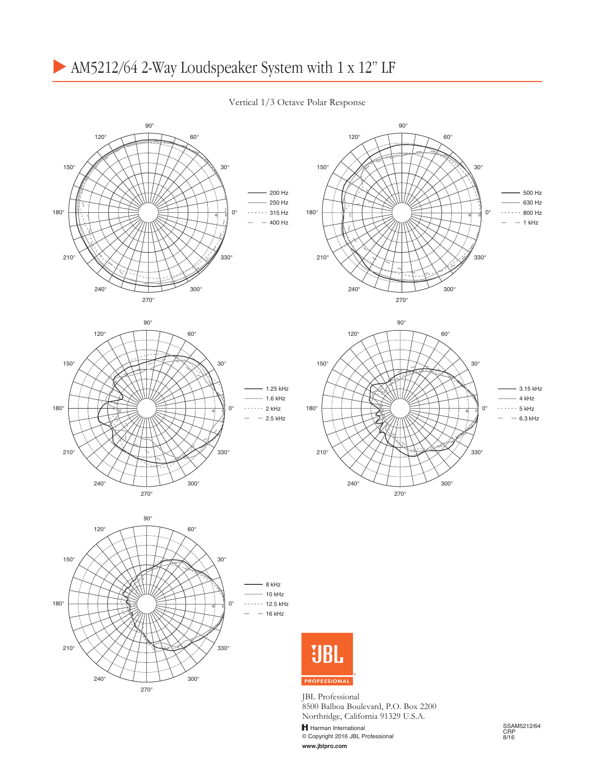# AM5212/64 2-Way Loudspeaker System with 1 x 12" LF

Vertical 1/3 Octave Polar Response

90° 120° 60° 150° 30° 180° 0° 210° 330° 240° 300° 270°
-6 0

200 Hz
250 Hz
315 Hz
400 Hz

90° 120° 60° 150° 30° 180° 0° 210° 330° 240° 300° 270°
-6 0

500 Hz
630 Hz
800 Hz
1 kHz

90° 120° 60° 150° 30° 180° 0° 210° 330° 240° 300° 270°
-6 0

1.25 kHz
1.6 kHz
2 kHz
2.5 kHz

90° 120° 60° 150° 30° 180° 0° 210° 330° 240° 300° 270°
-6 0

3.15 kHz
4 kHz
5 kHz
6.3 kHz

90° 120° 60° 150° 30° 180° 0° 210° 330° 240° 300° 270°
-6 0

8 kHz
10 kHz
12.5 kHz
16 kHz

JBL PROFESSIONAL

JBL Professional
8500 Balboa Boulevard, P.O. Box 2200
Northridge, California 91329 U.S.A.

Harman International
© Copyright 2016 JBL Professional
**www.jblpro.com**

SSAM5212/64
CRP
8/16